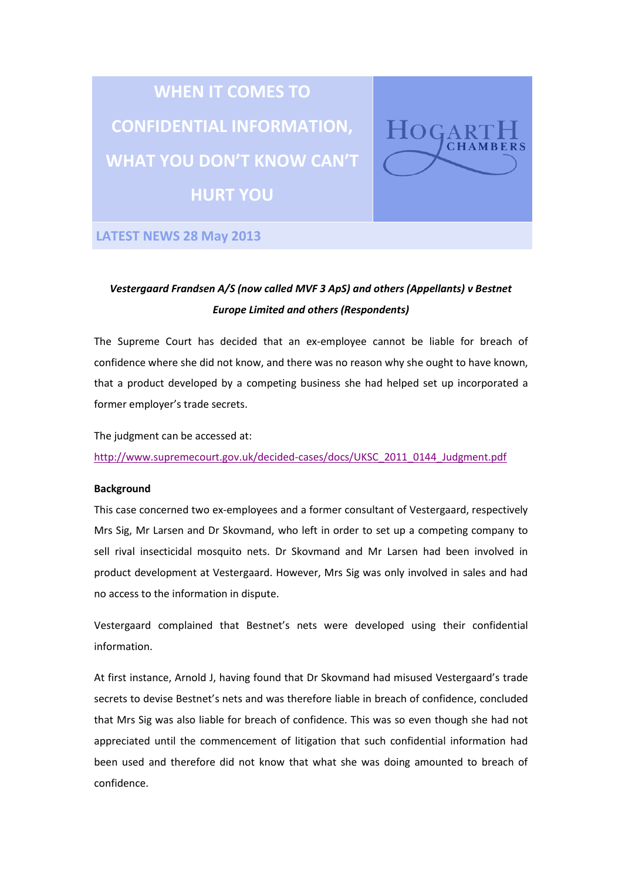# WHEN IT COMES TO CONFIDENTIAL INFORMATION, WHAT YOU DON'T KNOW CAN'T HURT YOU

HOGARTH CHAMBERS

**LATEST NEWS 28 May 2013**

***Vestergaard Frandsen A/S (now called MVF 3 ApS) and others (Appellants) v Bestnet Europe Limited and others (Respondents)***

The Supreme Court has decided that an ex-employee cannot be liable for breach of confidence where she did not know, and there was no reason why she ought to have known, that a product developed by a competing business she had helped set up incorporated a former employer's trade secrets.

The judgment can be accessed at:
http://www.supremecourt.gov.uk/decided-cases/docs/UKSC_2011_0144_Judgment.pdf

**Background**

This case concerned two ex-employees and a former consultant of Vestergaard, respectively Mrs Sig, Mr Larsen and Dr Skovmand, who left in order to set up a competing company to sell rival insecticidal mosquito nets. Dr Skovmand and Mr Larsen had been involved in product development at Vestergaard. However, Mrs Sig was only involved in sales and had no access to the information in dispute.

Vestergaard complained that Bestnet's nets were developed using their confidential information.

At first instance, Arnold J, having found that Dr Skovmand had misused Vestergaard's trade secrets to devise Bestnet's nets and was therefore liable in breach of confidence, concluded that Mrs Sig was also liable for breach of confidence. This was so even though she had not appreciated until the commencement of litigation that such confidential information had been used and therefore did not know that what she was doing amounted to breach of confidence.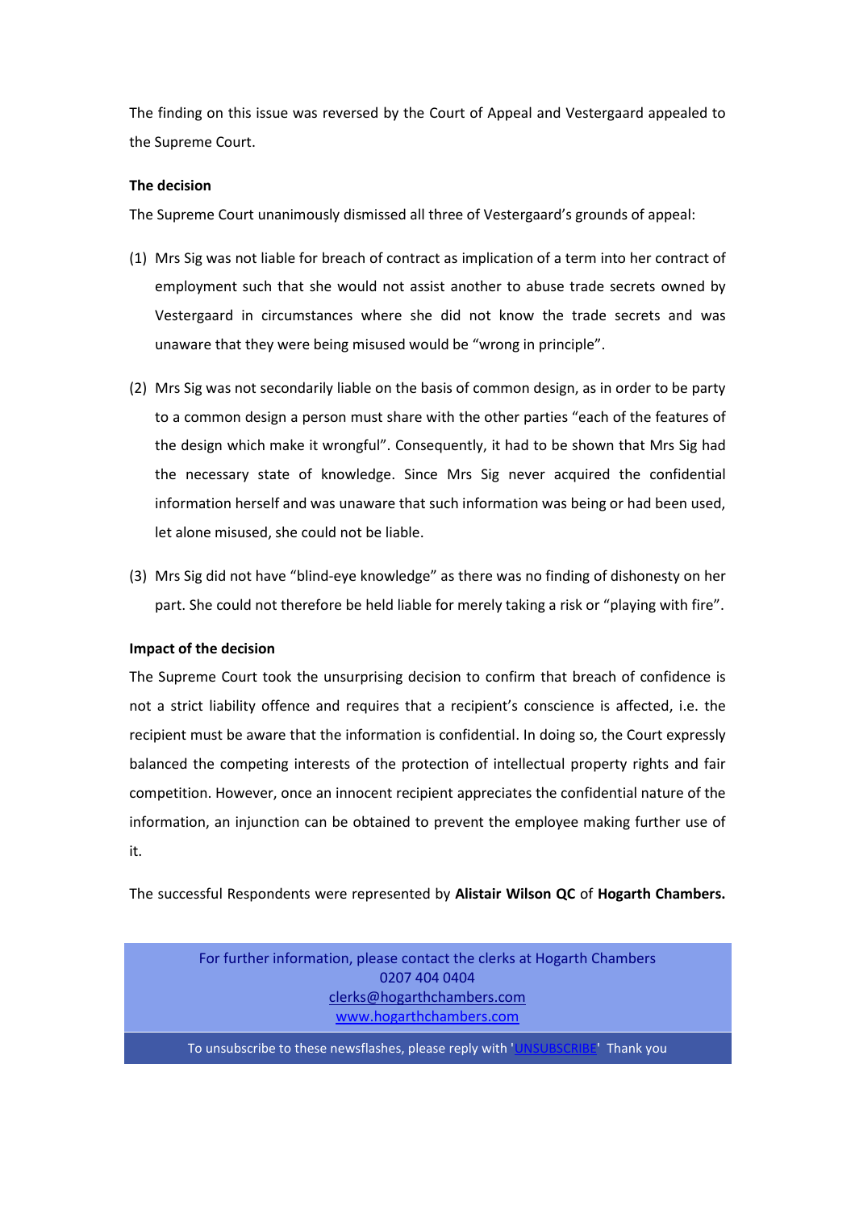The finding on this issue was reversed by the Court of Appeal and Vestergaard appealed to the Supreme Court.

**The decision**

The Supreme Court unanimously dismissed all three of Vestergaard's grounds of appeal:

(1) Mrs Sig was not liable for breach of contract as implication of a term into her contract of employment such that she would not assist another to abuse trade secrets owned by Vestergaard in circumstances where she did not know the trade secrets and was unaware that they were being misused would be "wrong in principle".

(2) Mrs Sig was not secondarily liable on the basis of common design, as in order to be party to a common design a person must share with the other parties "each of the features of the design which make it wrongful". Consequently, it had to be shown that Mrs Sig had the necessary state of knowledge. Since Mrs Sig never acquired the confidential information herself and was unaware that such information was being or had been used, let alone misused, she could not be liable.

(3) Mrs Sig did not have "blind-eye knowledge" as there was no finding of dishonesty on her part. She could not therefore be held liable for merely taking a risk or "playing with fire".

**Impact of the decision**

The Supreme Court took the unsurprising decision to confirm that breach of confidence is not a strict liability offence and requires that a recipient's conscience is affected, i.e. the recipient must be aware that the information is confidential. In doing so, the Court expressly balanced the competing interests of the protection of intellectual property rights and fair competition. However, once an innocent recipient appreciates the confidential nature of the information, an injunction can be obtained to prevent the employee making further use of it.

The successful Respondents were represented by **Alistair Wilson QC** of **Hogarth Chambers.**

For further information, please contact the clerks at Hogarth Chambers
0207 404 0404
clerks@hogarthchambers.com
www.hogarthchambers.com

To unsubscribe to these newsflashes, please reply with 'UNSUBSCRIBE' Thank you